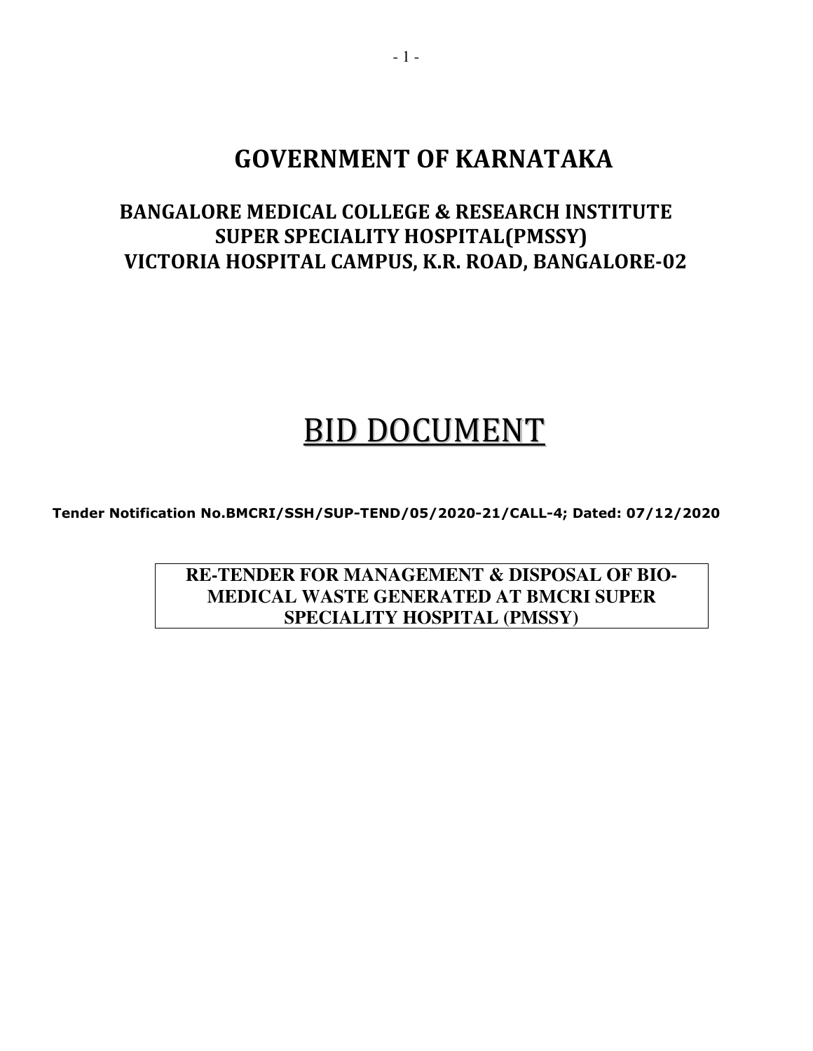# GOVERNMENT OF KARNATAKA

## BANGALORE MEDICAL COLLEGE & RESEARCH INSTITUTE
## SUPER SPECIALITY HOSPITAL(PMSSY)
## VICTORIA HOSPITAL CAMPUS, K.R. ROAD, BANGALORE-02

# BID DOCUMENT

**Tender Notification No.BMCRI/SSH/SUP-TEND/05/2020-21/CALL-4; Dated: 07/12/2020**

**RE-TENDER FOR MANAGEMENT & DISPOSAL OF BIO-MEDICAL WASTE GENERATED AT BMCRI SUPER SPECIALITY HOSPITAL (PMSSY)**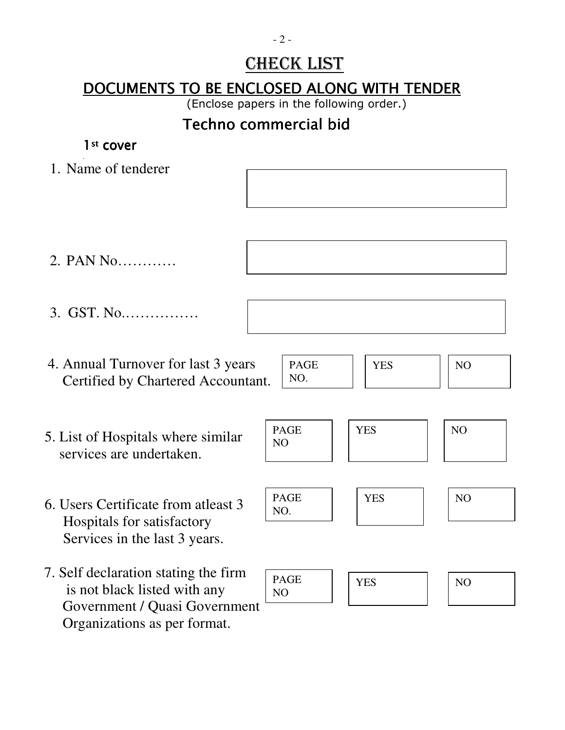# CHECK LIST

## DOCUMENTS TO BE ENCLOSED ALONG WITH TENDER

(Enclose papers in the following order.)

### Techno commercial bid

**1st cover**

1. Name of tenderer

2. PAN No…………

3. GST. No.……………

| Item | | | |
|---|---|---|---|
| 4. Annual Turnover for last 3 years Certified by Chartered Accountant. | PAGE NO. | YES | NO |
| 5. List of Hospitals where similar services are undertaken. | PAGE NO | YES | NO |
| 6. Users Certificate from atleast 3 Hospitals for satisfactory Services in the last 3 years. | PAGE NO. | YES | NO |
| 7. Self declaration stating the firm is not black listed with any Government / Quasi Government Organizations as per format. | PAGE NO | YES | NO |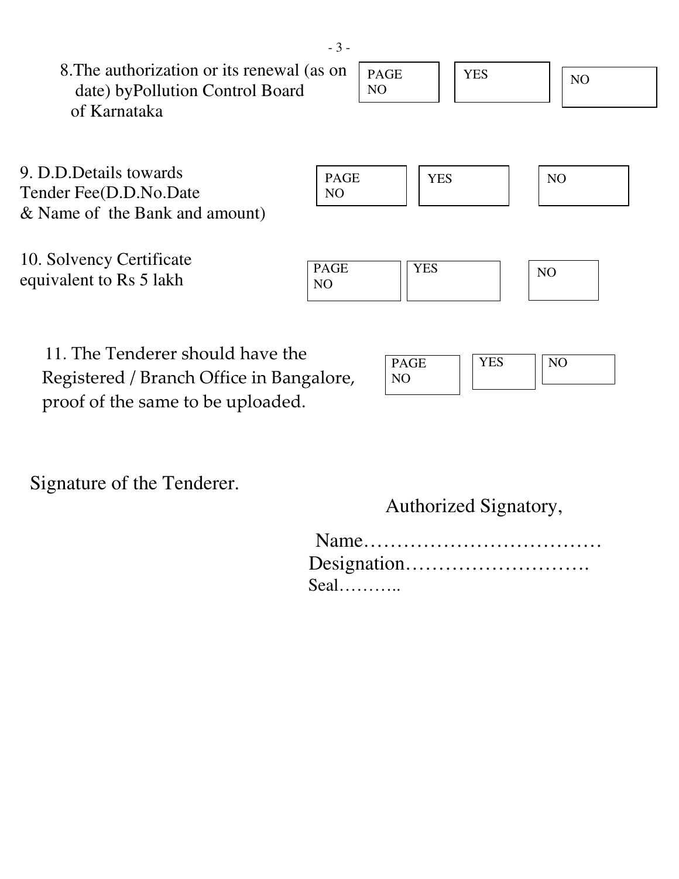| | | | |
|---|---|---|---|
| 8. The authorization or its renewal (as on date) byPollution Control Board of Karnataka | PAGE NO | YES | NO |
| 9. D.D.Details towards Tender Fee(D.D.No.Date & Name of the Bank and amount) | PAGE NO | YES | NO |
| 10. Solvency Certificate equivalent to Rs 5 lakh | PAGE NO | YES | NO |
| 11. The Tenderer should have the Registered / Branch Office in Bangalore, proof of the same to be uploaded. | PAGE NO | YES | NO |

Signature of the Tenderer.

Authorized Signatory,

Name………………………………

Designation……………………….

Seal………..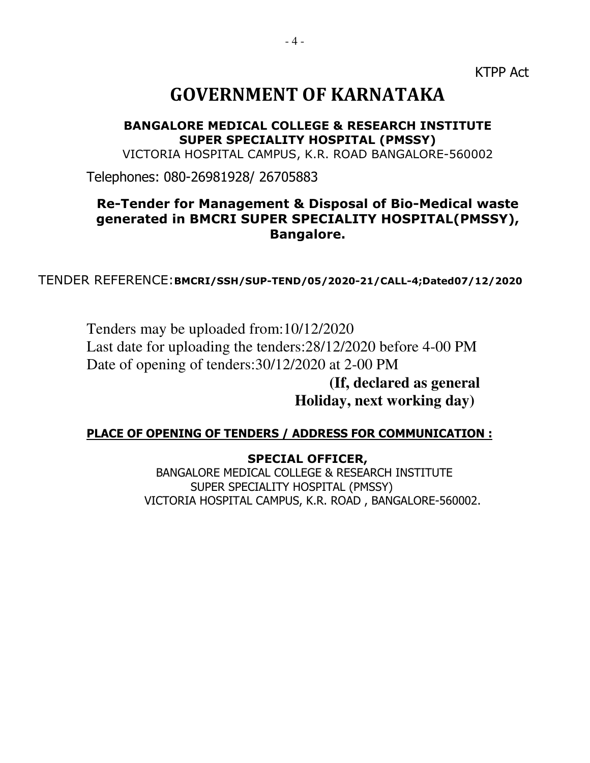KTPP Act

# GOVERNMENT OF KARNATAKA

**BANGALORE MEDICAL COLLEGE & RESEARCH INSTITUTE**
**SUPER SPECIALITY HOSPITAL (PMSSY)**
VICTORIA HOSPITAL CAMPUS, K.R. ROAD BANGALORE-560002

Telephones: 080-26981928/ 26705883

## Re-Tender for Management & Disposal of Bio-Medical waste generated in BMCRI SUPER SPECIALITY HOSPITAL(PMSSY), Bangalore.

TENDER REFERENCE:**BMCRI/SSH/SUP-TEND/05/2020-21/CALL-4;Dated07/12/2020**

Tenders may be uploaded from:10/12/2020
Last date for uploading the tenders:28/12/2020 before 4-00 PM
Date of opening of tenders:30/12/2020 at 2-00 PM
**(If, declared as general Holiday, next working day)**

**PLACE OF OPENING OF TENDERS / ADDRESS FOR COMMUNICATION :**

**SPECIAL OFFICER,**
BANGALORE MEDICAL COLLEGE & RESEARCH INSTITUTE
SUPER SPECIALITY HOSPITAL (PMSSY)
VICTORIA HOSPITAL CAMPUS, K.R. ROAD , BANGALORE-560002.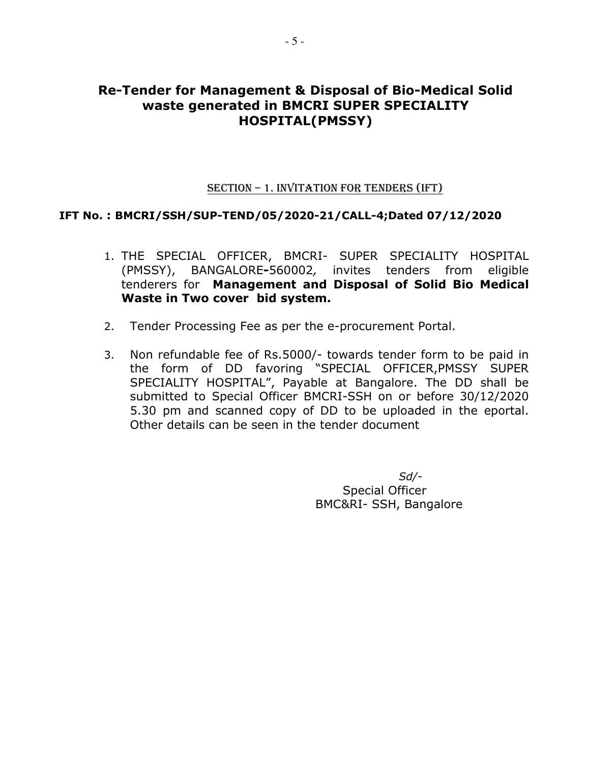# Re-Tender for Management & Disposal of Bio-Medical Solid waste generated in BMCRI SUPER SPECIALITY HOSPITAL(PMSSY)

## SECTION – 1. INVITATION FOR TENDERS (IFT)

**IFT No. : BMCRI/SSH/SUP-TEND/05/2020-21/CALL-4;Dated 07/12/2020**

1. THE SPECIAL OFFICER, BMCRI- SUPER SPECIALITY HOSPITAL (PMSSY), BANGALORE-560002, invites tenders from eligible tenderers for **Management and Disposal of Solid Bio Medical Waste in Two cover bid system.**
2. Tender Processing Fee as per the e-procurement Portal.
3. Non refundable fee of Rs.5000/- towards tender form to be paid in the form of DD favoring "SPECIAL OFFICER,PMSSY SUPER SPECIALITY HOSPITAL", Payable at Bangalore. The DD shall be submitted to Special Officer BMCRI-SSH on or before 30/12/2020 5.30 pm and scanned copy of DD to be uploaded in the eportal. Other details can be seen in the tender document

*Sd/-*
Special Officer
BMC&RI- SSH, Bangalore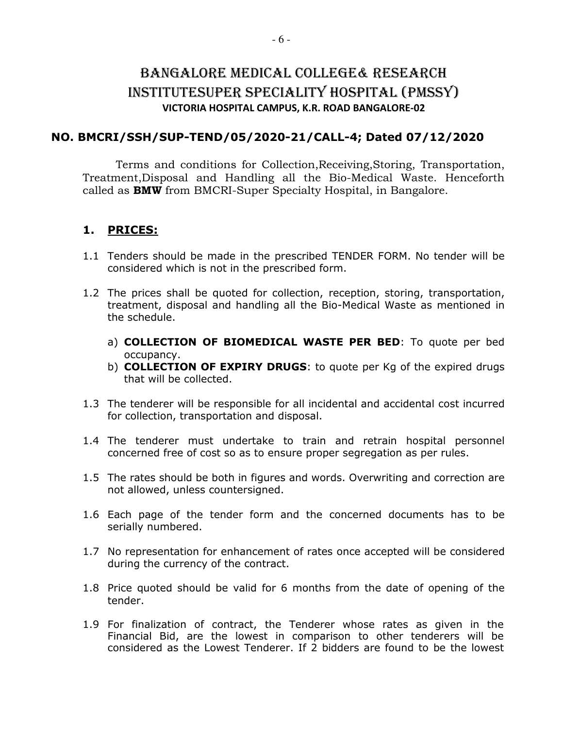# BANGALORE MEDICAL COLLEGE& RESEARCH INSTITUTESUPER SPECIALITY HOSPITAL (PMSSY)

**VICTORIA HOSPITAL CAMPUS, K.R. ROAD BANGALORE-02**

## NO. BMCRI/SSH/SUP-TEND/05/2020-21/CALL-4; Dated 07/12/2020

Terms and conditions for Collection,Receiving,Storing, Transportation, Treatment,Disposal and Handling all the Bio-Medical Waste. Henceforth called as **BMW** from BMCRI-Super Specialty Hospital, in Bangalore.

## 1. PRICES:

1.1 Tenders should be made in the prescribed TENDER FORM. No tender will be considered which is not in the prescribed form.

1.2 The prices shall be quoted for collection, reception, storing, transportation, treatment, disposal and handling all the Bio-Medical Waste as mentioned in the schedule.

   a) **COLLECTION OF BIOMEDICAL WASTE PER BED**: To quote per bed occupancy.
   b) **COLLECTION OF EXPIRY DRUGS**: to quote per Kg of the expired drugs that will be collected.

1.3 The tenderer will be responsible for all incidental and accidental cost incurred for collection, transportation and disposal.

1.4 The tenderer must undertake to train and retrain hospital personnel concerned free of cost so as to ensure proper segregation as per rules.

1.5 The rates should be both in figures and words. Overwriting and correction are not allowed, unless countersigned.

1.6 Each page of the tender form and the concerned documents has to be serially numbered.

1.7 No representation for enhancement of rates once accepted will be considered during the currency of the contract.

1.8 Price quoted should be valid for 6 months from the date of opening of the tender.

1.9 For finalization of contract, the Tenderer whose rates as given in the Financial Bid, are the lowest in comparison to other tenderers will be considered as the Lowest Tenderer. If 2 bidders are found to be the lowest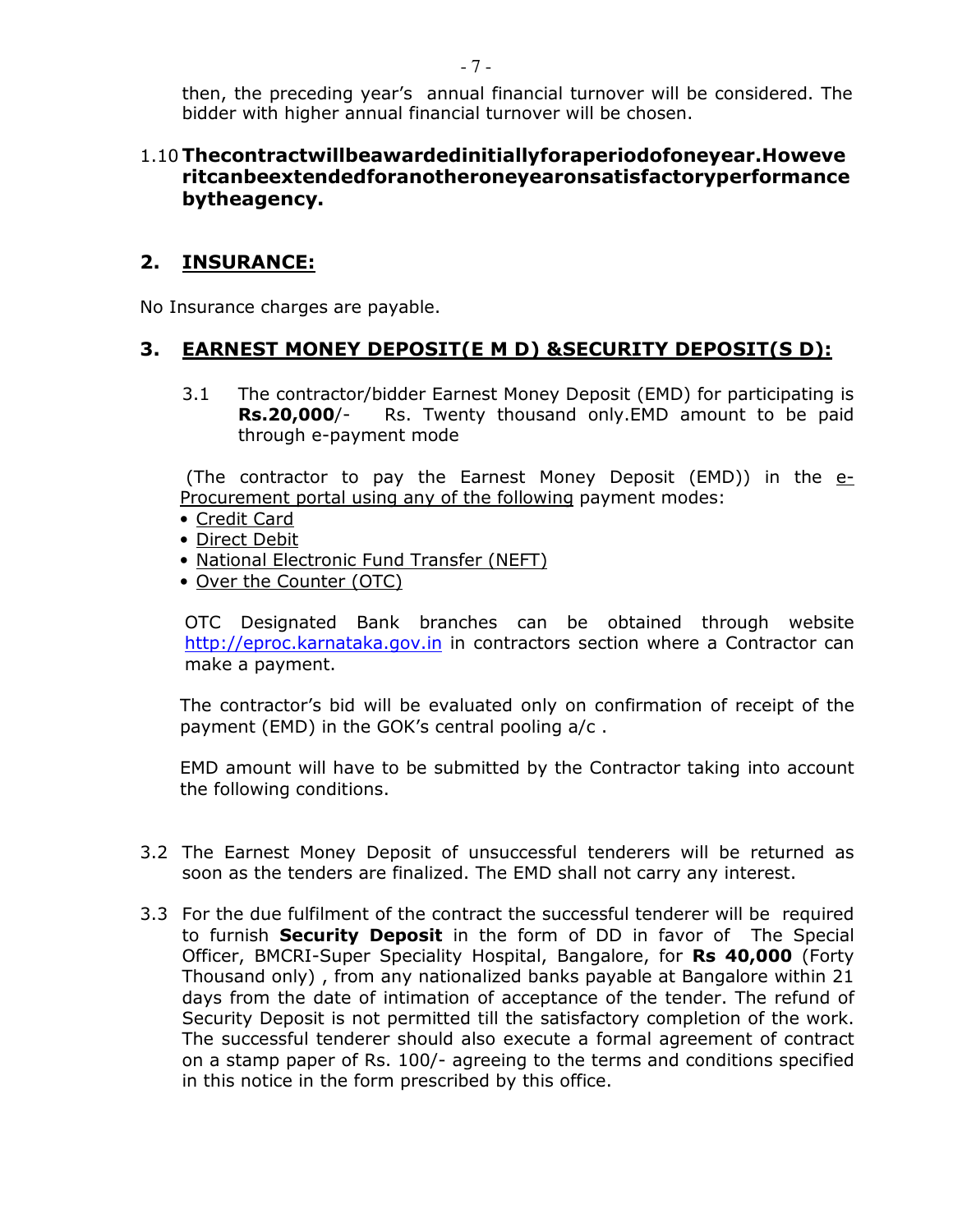then, the preceding year's annual financial turnover will be considered. The bidder with higher annual financial turnover will be chosen.

1.10 **Thecontractwillbeawardedinitiallyforaperiodofoneyear.Howeveritcanbeextendedforanotheroneyearonsatisfactoryperformancebytheagency.**

## 2. INSURANCE:

No Insurance charges are payable.

## 3. EARNEST MONEY DEPOSIT(E M D) &SECURITY DEPOSIT(S D):

3.1 The contractor/bidder Earnest Money Deposit (EMD) for participating is **Rs.20,000**/- Rs. Twenty thousand only.EMD amount to be paid through e-payment mode

(The contractor to pay the Earnest Money Deposit (EMD)) in the e-Procurement portal using any of the following payment modes:

- Credit Card
- Direct Debit
- National Electronic Fund Transfer (NEFT)
- Over the Counter (OTC)

OTC Designated Bank branches can be obtained through website http://eproc.karnataka.gov.in in contractors section where a Contractor can make a payment.

The contractor's bid will be evaluated only on confirmation of receipt of the payment (EMD) in the GOK's central pooling a/c .

EMD amount will have to be submitted by the Contractor taking into account the following conditions.

3.2 The Earnest Money Deposit of unsuccessful tenderers will be returned as soon as the tenders are finalized. The EMD shall not carry any interest.

3.3 For the due fulfilment of the contract the successful tenderer will be required to furnish **Security Deposit** in the form of DD in favor of The Special Officer, BMCRI-Super Speciality Hospital, Bangalore, for **Rs 40,000** (Forty Thousand only) , from any nationalized banks payable at Bangalore within 21 days from the date of intimation of acceptance of the tender. The refund of Security Deposit is not permitted till the satisfactory completion of the work. The successful tenderer should also execute a formal agreement of contract on a stamp paper of Rs. 100/- agreeing to the terms and conditions specified in this notice in the form prescribed by this office.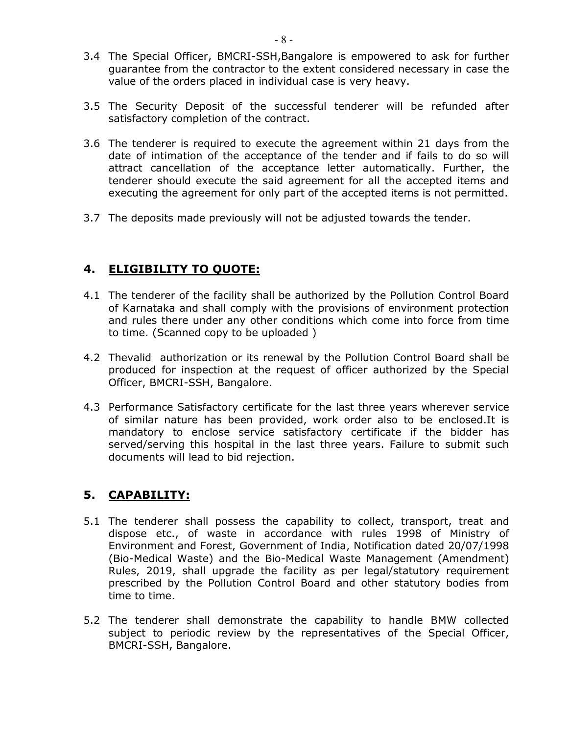3.4 The Special Officer, BMCRI-SSH,Bangalore is empowered to ask for further guarantee from the contractor to the extent considered necessary in case the value of the orders placed in individual case is very heavy.

3.5 The Security Deposit of the successful tenderer will be refunded after satisfactory completion of the contract.

3.6 The tenderer is required to execute the agreement within 21 days from the date of intimation of the acceptance of the tender and if fails to do so will attract cancellation of the acceptance letter automatically. Further, the tenderer should execute the said agreement for all the accepted items and executing the agreement for only part of the accepted items is not permitted.

3.7 The deposits made previously will not be adjusted towards the tender.

## 4. ELIGIBILITY TO QUOTE:

4.1 The tenderer of the facility shall be authorized by the Pollution Control Board of Karnataka and shall comply with the provisions of environment protection and rules there under any other conditions which come into force from time to time. (Scanned copy to be uploaded )

4.2 Thevalid authorization or its renewal by the Pollution Control Board shall be produced for inspection at the request of officer authorized by the Special Officer, BMCRI-SSH, Bangalore.

4.3 Performance Satisfactory certificate for the last three years wherever service of similar nature has been provided, work order also to be enclosed.It is mandatory to enclose service satisfactory certificate if the bidder has served/serving this hospital in the last three years. Failure to submit such documents will lead to bid rejection.

## 5. CAPABILITY:

5.1 The tenderer shall possess the capability to collect, transport, treat and dispose etc., of waste in accordance with rules 1998 of Ministry of Environment and Forest, Government of India, Notification dated 20/07/1998 (Bio-Medical Waste) and the Bio-Medical Waste Management (Amendment) Rules, 2019, shall upgrade the facility as per legal/statutory requirement prescribed by the Pollution Control Board and other statutory bodies from time to time.

5.2 The tenderer shall demonstrate the capability to handle BMW collected subject to periodic review by the representatives of the Special Officer, BMCRI-SSH, Bangalore.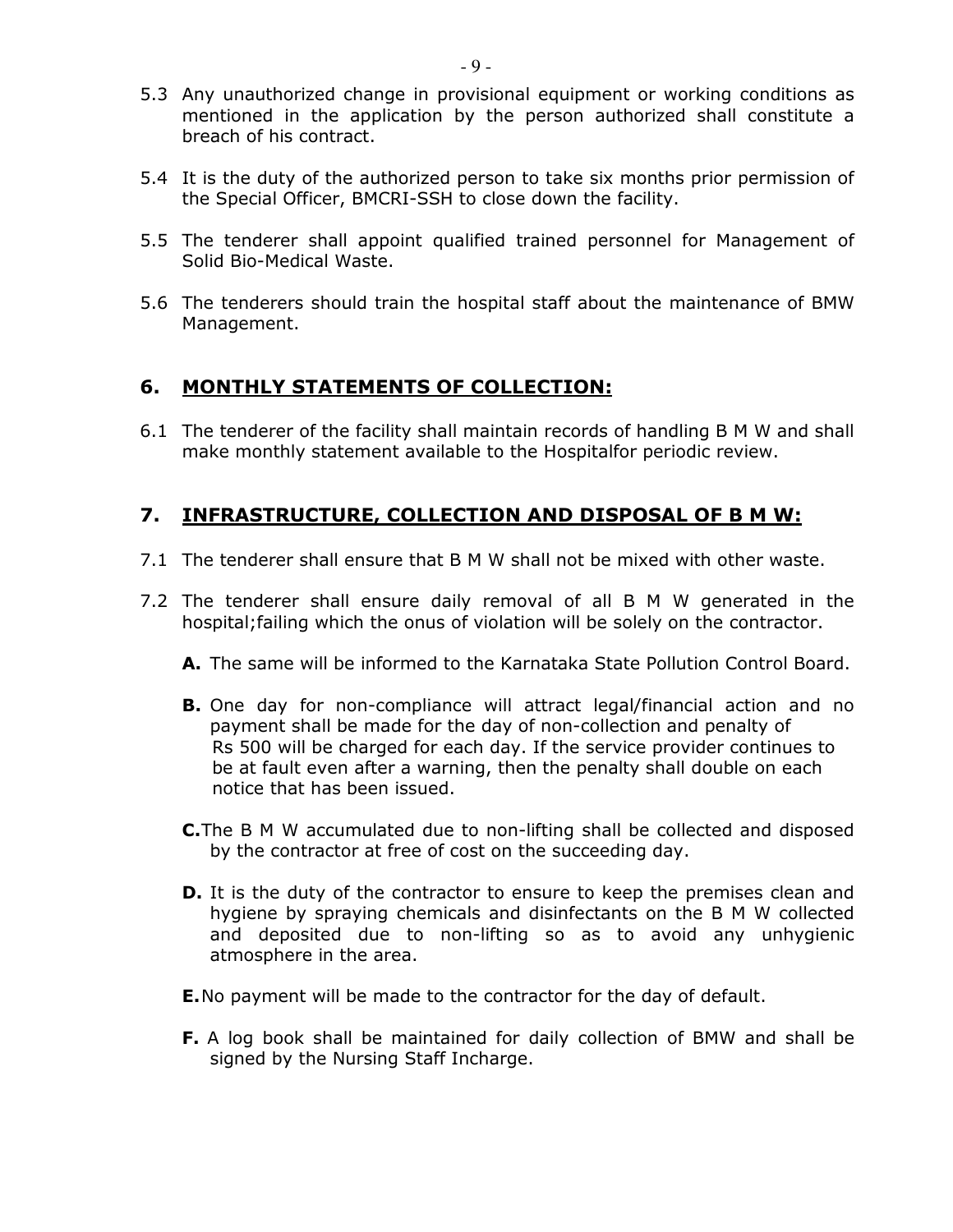5.3 Any unauthorized change in provisional equipment or working conditions as mentioned in the application by the person authorized shall constitute a breach of his contract.

5.4 It is the duty of the authorized person to take six months prior permission of the Special Officer, BMCRI-SSH to close down the facility.

5.5 The tenderer shall appoint qualified trained personnel for Management of Solid Bio-Medical Waste.

5.6 The tenderers should train the hospital staff about the maintenance of BMW Management.

## 6. MONTHLY STATEMENTS OF COLLECTION:

6.1 The tenderer of the facility shall maintain records of handling B M W and shall make monthly statement available to the Hospitalfor periodic review.

## 7. INFRASTRUCTURE, COLLECTION AND DISPOSAL OF B M W:

7.1 The tenderer shall ensure that B M W shall not be mixed with other waste.

7.2 The tenderer shall ensure daily removal of all B M W generated in the hospital;failing which the onus of violation will be solely on the contractor.

**A.** The same will be informed to the Karnataka State Pollution Control Board.

**B.** One day for non-compliance will attract legal/financial action and no payment shall be made for the day of non-collection and penalty of Rs 500 will be charged for each day. If the service provider continues to be at fault even after a warning, then the penalty shall double on each notice that has been issued.

**C.** The B M W accumulated due to non-lifting shall be collected and disposed by the contractor at free of cost on the succeeding day.

**D.** It is the duty of the contractor to ensure to keep the premises clean and hygiene by spraying chemicals and disinfectants on the B M W collected and deposited due to non-lifting so as to avoid any unhygienic atmosphere in the area.

**E.** No payment will be made to the contractor for the day of default.

**F.** A log book shall be maintained for daily collection of BMW and shall be signed by the Nursing Staff Incharge.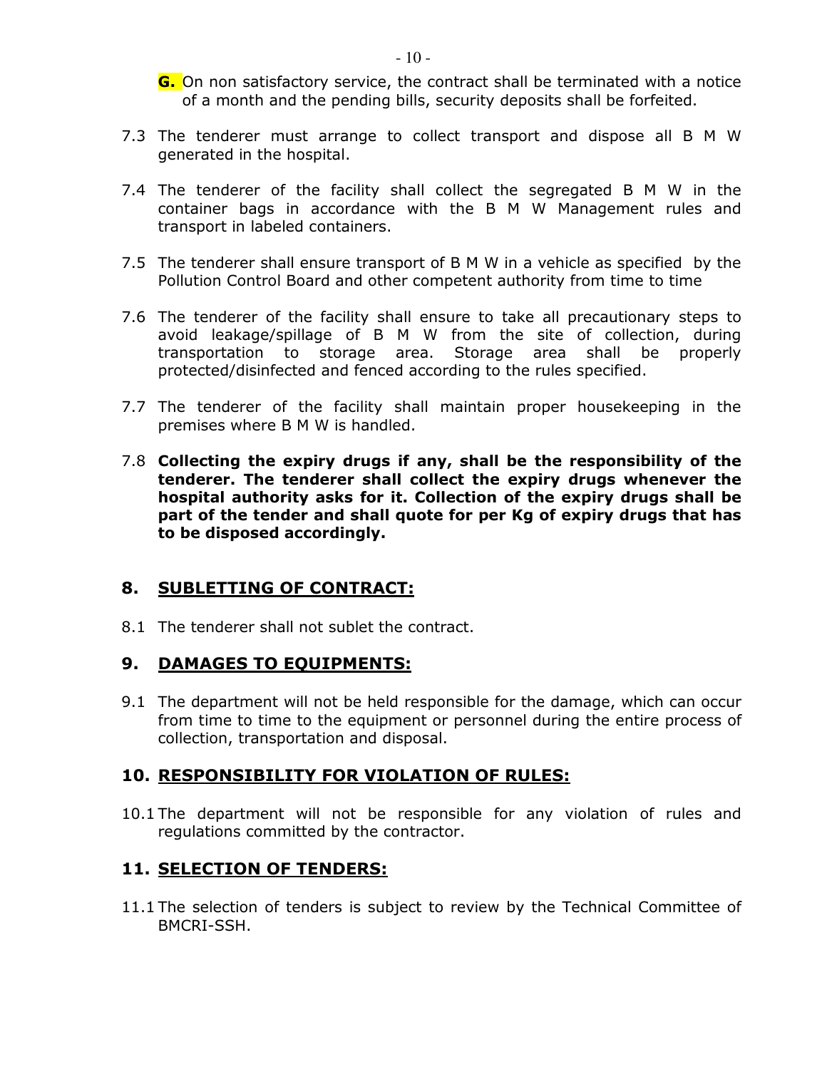**G.** On non satisfactory service, the contract shall be terminated with a notice of a month and the pending bills, security deposits shall be forfeited.

7.3 The tenderer must arrange to collect transport and dispose all B M W generated in the hospital.

7.4 The tenderer of the facility shall collect the segregated B M W in the container bags in accordance with the B M W Management rules and transport in labeled containers.

7.5 The tenderer shall ensure transport of B M W in a vehicle as specified by the Pollution Control Board and other competent authority from time to time

7.6 The tenderer of the facility shall ensure to take all precautionary steps to avoid leakage/spillage of B M W from the site of collection, during transportation to storage area. Storage area shall be properly protected/disinfected and fenced according to the rules specified.

7.7 The tenderer of the facility shall maintain proper housekeeping in the premises where B M W is handled.

7.8 **Collecting the expiry drugs if any, shall be the responsibility of the tenderer. The tenderer shall collect the expiry drugs whenever the hospital authority asks for it. Collection of the expiry drugs shall be part of the tender and shall quote for per Kg of expiry drugs that has to be disposed accordingly.**

## 8. SUBLETTING OF CONTRACT:

8.1 The tenderer shall not sublet the contract.

## 9. DAMAGES TO EQUIPMENTS:

9.1 The department will not be held responsible for the damage, which can occur from time to time to the equipment or personnel during the entire process of collection, transportation and disposal.

## 10. RESPONSIBILITY FOR VIOLATION OF RULES:

10.1 The department will not be responsible for any violation of rules and regulations committed by the contractor.

## 11. SELECTION OF TENDERS:

11.1 The selection of tenders is subject to review by the Technical Committee of BMCRI-SSH.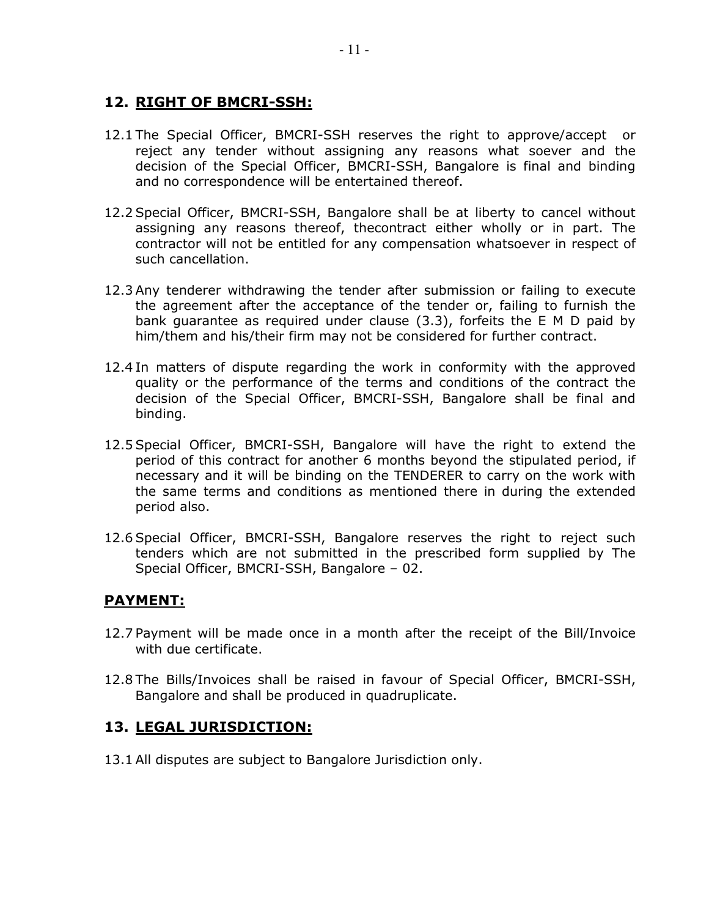## 12. RIGHT OF BMCRI-SSH:

12.1 The Special Officer, BMCRI-SSH reserves the right to approve/accept or reject any tender without assigning any reasons what soever and the decision of the Special Officer, BMCRI-SSH, Bangalore is final and binding and no correspondence will be entertained thereof.

12.2 Special Officer, BMCRI-SSH, Bangalore shall be at liberty to cancel without assigning any reasons thereof, thecontract either wholly or in part. The contractor will not be entitled for any compensation whatsoever in respect of such cancellation.

12.3 Any tenderer withdrawing the tender after submission or failing to execute the agreement after the acceptance of the tender or, failing to furnish the bank guarantee as required under clause (3.3), forfeits the E M D paid by him/them and his/their firm may not be considered for further contract.

12.4 In matters of dispute regarding the work in conformity with the approved quality or the performance of the terms and conditions of the contract the decision of the Special Officer, BMCRI-SSH, Bangalore shall be final and binding.

12.5 Special Officer, BMCRI-SSH, Bangalore will have the right to extend the period of this contract for another 6 months beyond the stipulated period, if necessary and it will be binding on the TENDERER to carry on the work with the same terms and conditions as mentioned there in during the extended period also.

12.6 Special Officer, BMCRI-SSH, Bangalore reserves the right to reject such tenders which are not submitted in the prescribed form supplied by The Special Officer, BMCRI-SSH, Bangalore – 02.

## PAYMENT:

12.7 Payment will be made once in a month after the receipt of the Bill/Invoice with due certificate.

12.8 The Bills/Invoices shall be raised in favour of Special Officer, BMCRI-SSH, Bangalore and shall be produced in quadruplicate.

## 13. LEGAL JURISDICTION:

13.1 All disputes are subject to Bangalore Jurisdiction only.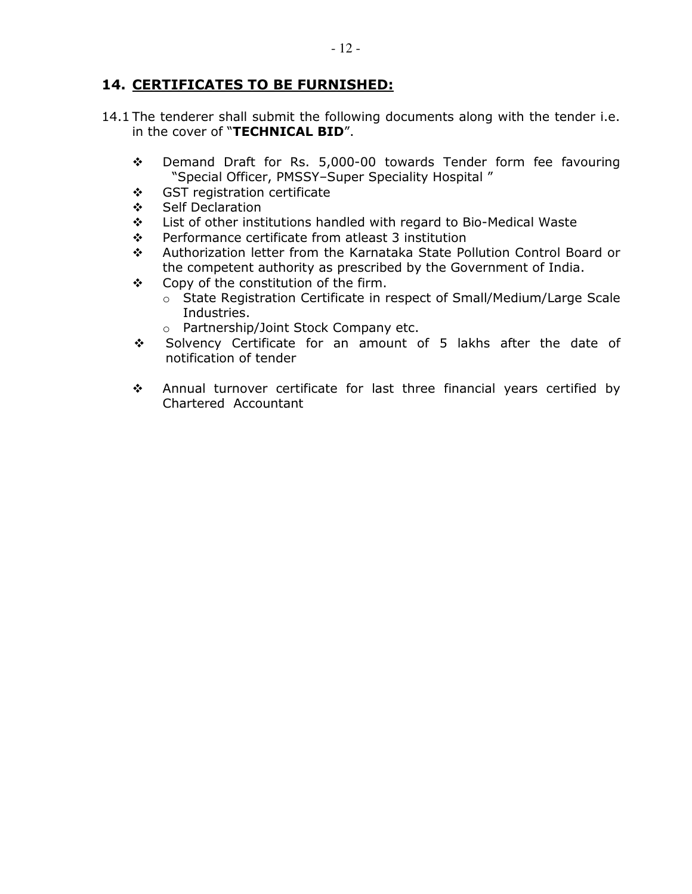## 14. CERTIFICATES TO BE FURNISHED:

14.1 The tenderer shall submit the following documents along with the tender i.e. in the cover of "**TECHNICAL BID**".

- Demand Draft for Rs. 5,000-00 towards Tender form fee favouring "Special Officer, PMSSY–Super Speciality Hospital "
- GST registration certificate
- Self Declaration
- List of other institutions handled with regard to Bio-Medical Waste
- Performance certificate from atleast 3 institution
- Authorization letter from the Karnataka State Pollution Control Board or the competent authority as prescribed by the Government of India.
- Copy of the constitution of the firm.
  - State Registration Certificate in respect of Small/Medium/Large Scale Industries.
  - Partnership/Joint Stock Company etc.
- Solvency Certificate for an amount of 5 lakhs after the date of notification of tender
- Annual turnover certificate for last three financial years certified by Chartered Accountant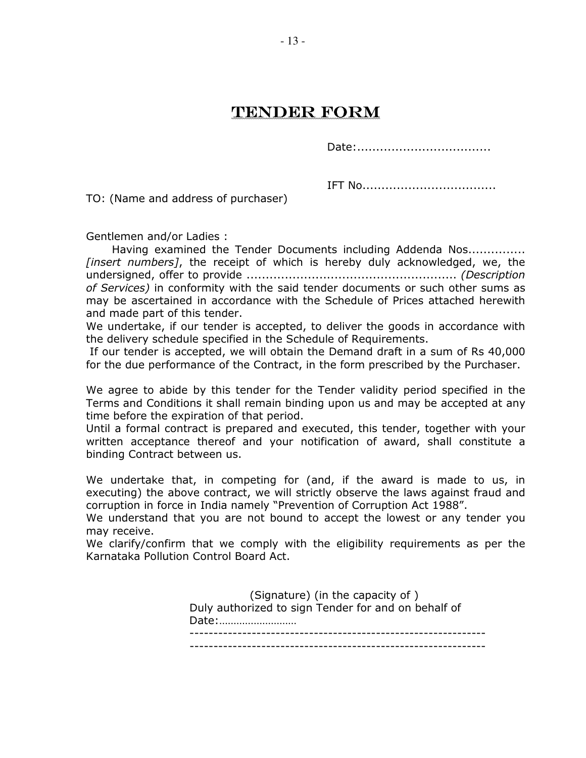# TENDER FORM

Date:...................................

IFT No..................................

TO: (Name and address of purchaser)

Gentlemen and/or Ladies :

Having examined the Tender Documents including Addenda Nos............... *[insert numbers]*, the receipt of which is hereby duly acknowledged, we, the undersigned, offer to provide ....................................................... *(Description of Services)* in conformity with the said tender documents or such other sums as may be ascertained in accordance with the Schedule of Prices attached herewith and made part of this tender.

We undertake, if our tender is accepted, to deliver the goods in accordance with the delivery schedule specified in the Schedule of Requirements.

If our tender is accepted, we will obtain the Demand draft in a sum of Rs 40,000 for the due performance of the Contract, in the form prescribed by the Purchaser.

We agree to abide by this tender for the Tender validity period specified in the Terms and Conditions it shall remain binding upon us and may be accepted at any time before the expiration of that period.

Until a formal contract is prepared and executed, this tender, together with your written acceptance thereof and your notification of award, shall constitute a binding Contract between us.

We undertake that, in competing for (and, if the award is made to us, in executing) the above contract, we will strictly observe the laws against fraud and corruption in force in India namely "Prevention of Corruption Act 1988".

We understand that you are not bound to accept the lowest or any tender you may receive.

We clarify/confirm that we comply with the eligibility requirements as per the Karnataka Pollution Control Board Act.

(Signature) (in the capacity of )

Duly authorized to sign Tender for and on behalf of

Date:………………………

--------------------------------------------------------------

--------------------------------------------------------------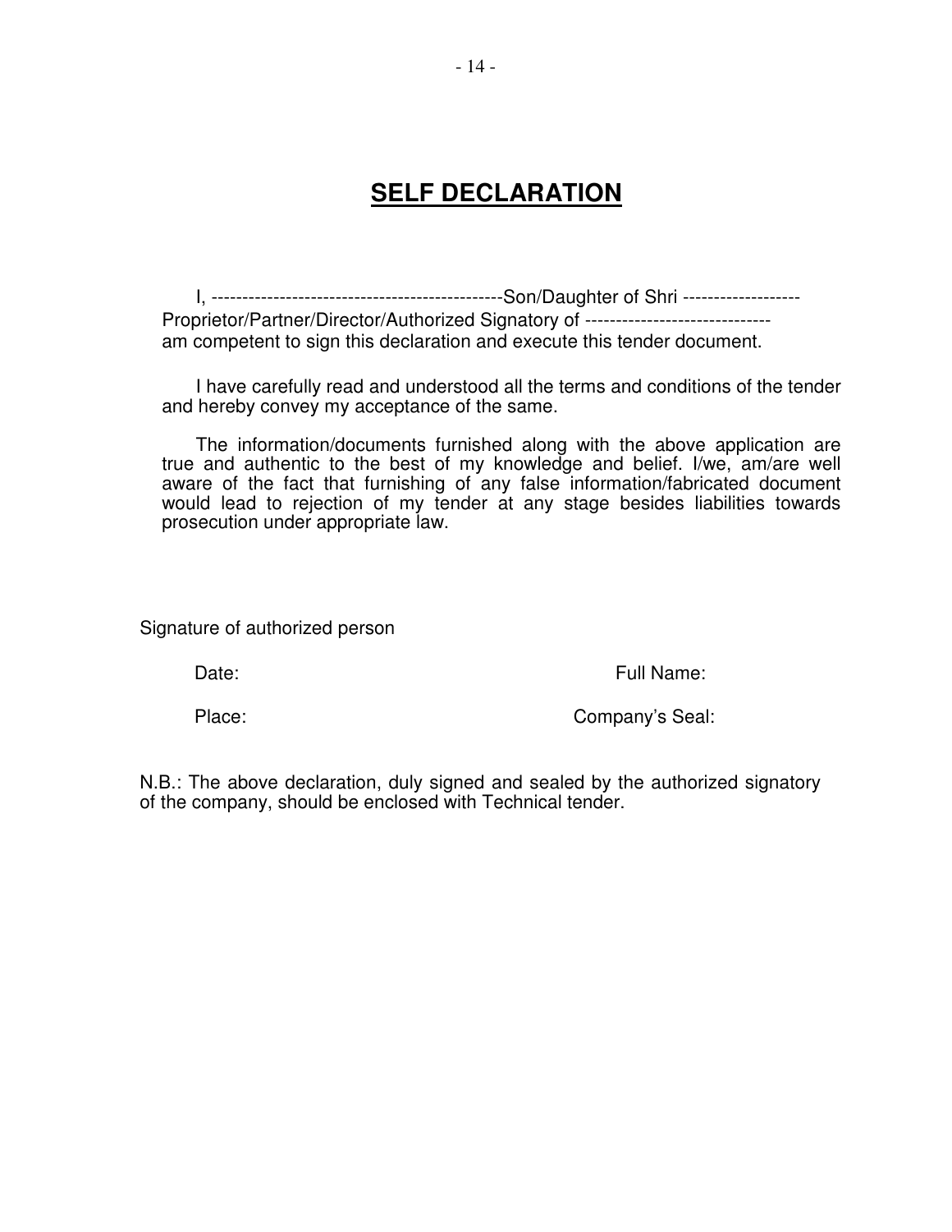# SELF DECLARATION

I, -----------------------------------------------Son/Daughter of Shri ------------------- Proprietor/Partner/Director/Authorized Signatory of ------------------------------ am competent to sign this declaration and execute this tender document.

I have carefully read and understood all the terms and conditions of the tender and hereby convey my acceptance of the same.

The information/documents furnished along with the above application are true and authentic to the best of my knowledge and belief. I/we, am/are well aware of the fact that furnishing of any false information/fabricated document would lead to rejection of my tender at any stage besides liabilities towards prosecution under appropriate law.

Signature of authorized person

Date: Full Name:

Place: Company's Seal:

N.B.: The above declaration, duly signed and sealed by the authorized signatory of the company, should be enclosed with Technical tender.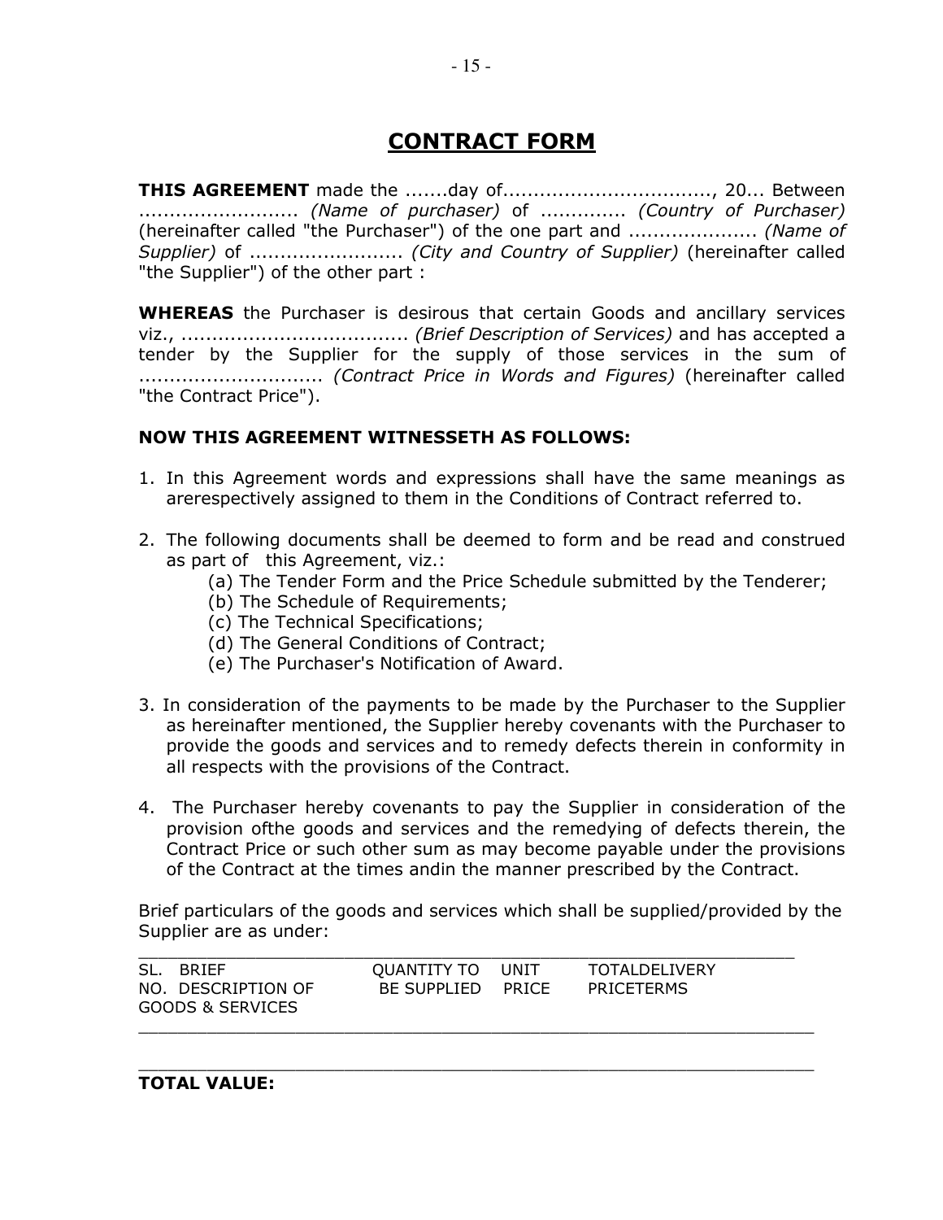# CONTRACT FORM

**THIS AGREEMENT** made the .......day of.................................., 20... Between .......................... *(Name of purchaser)* of ............. *(Country of Purchaser)* (hereinafter called "the Purchaser") of the one part and .................... *(Name of Supplier)* of ........................ *(City and Country of Supplier)* (hereinafter called "the Supplier") of the other part :

**WHEREAS** the Purchaser is desirous that certain Goods and ancillary services viz., .................................... *(Brief Description of Services)* and has accepted a tender by the Supplier for the supply of those services in the sum of ............................. *(Contract Price in Words and Figures)* (hereinafter called "the Contract Price").

**NOW THIS AGREEMENT WITNESSETH AS FOLLOWS:**

1. In this Agreement words and expressions shall have the same meanings as arerespectively assigned to them in the Conditions of Contract referred to.

2. The following documents shall be deemed to form and be read and construed as part of this Agreement, viz.:
   (a) The Tender Form and the Price Schedule submitted by the Tenderer;
   (b) The Schedule of Requirements;
   (c) The Technical Specifications;
   (d) The General Conditions of Contract;
   (e) The Purchaser's Notification of Award.

3. In consideration of the payments to be made by the Purchaser to the Supplier as hereinafter mentioned, the Supplier hereby covenants with the Purchaser to provide the goods and services and to remedy defects therein in conformity in all respects with the provisions of the Contract.

4. The Purchaser hereby covenants to pay the Supplier in consideration of the provision ofthe goods and services and the remedying of defects therein, the Contract Price or such other sum as may become payable under the provisions of the Contract at the times andin the manner prescribed by the Contract.

Brief particulars of the goods and services which shall be supplied/provided by the Supplier are as under:

| SL. NO. | BRIEF DESCRIPTION OF GOODS & SERVICES | QUANTITY TO BE SUPPLIED | UNIT PRICE | TOTAL PRICE | DELIVERY TERMS |
|---|---|---|---|---|---|
| | | | | | |

**TOTAL VALUE:**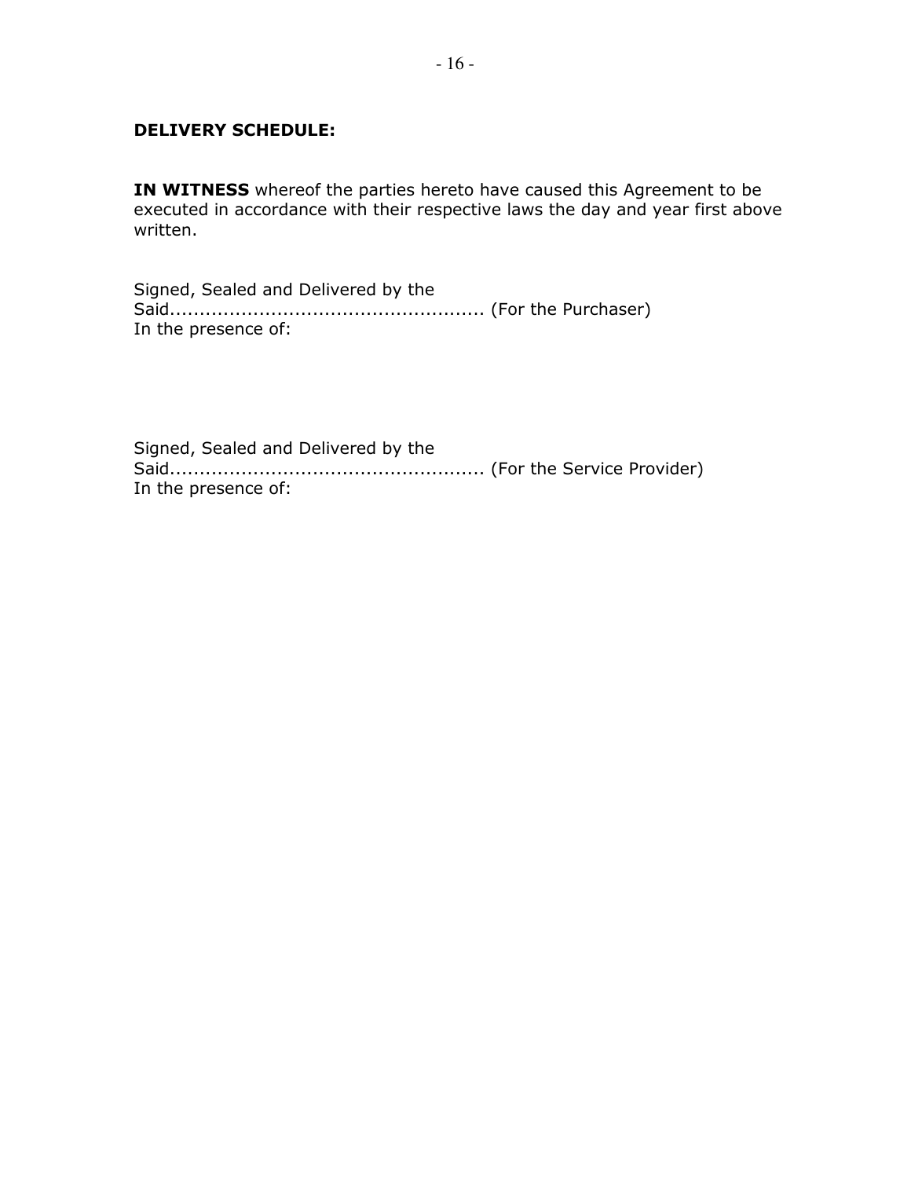**DELIVERY SCHEDULE:**

**IN WITNESS** whereof the parties hereto have caused this Agreement to be executed in accordance with their respective laws the day and year first above written.

Signed, Sealed and Delivered by the
Said.................................................... (For the Purchaser)
In the presence of:

Signed, Sealed and Delivered by the
Said.................................................... (For the Service Provider)
In the presence of: